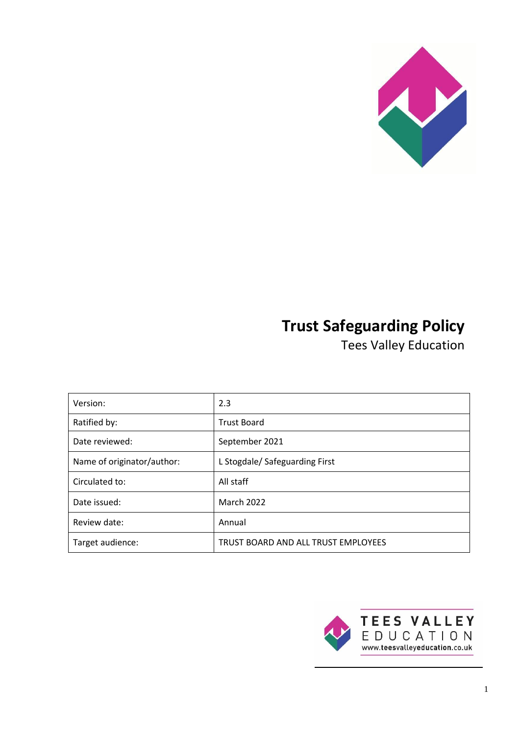# Trust Safeguarding Policy

Tees Valley Education

| Version: | 2.3 |
|---|---|
| Ratified by: | Trust Board |
| Date reviewed: | September 2021 |
| Name of originator/author: | L Stogdale/ Safeguarding First |
| Circulated to: | All staff |
| Date issued: | March 2022 |
| Review date: | Annual |
| Target audience: | TRUST BOARD AND ALL TRUST EMPLOYEES |

TEES VALLEY EDUCATION
www.teesvalleyeducation.co.uk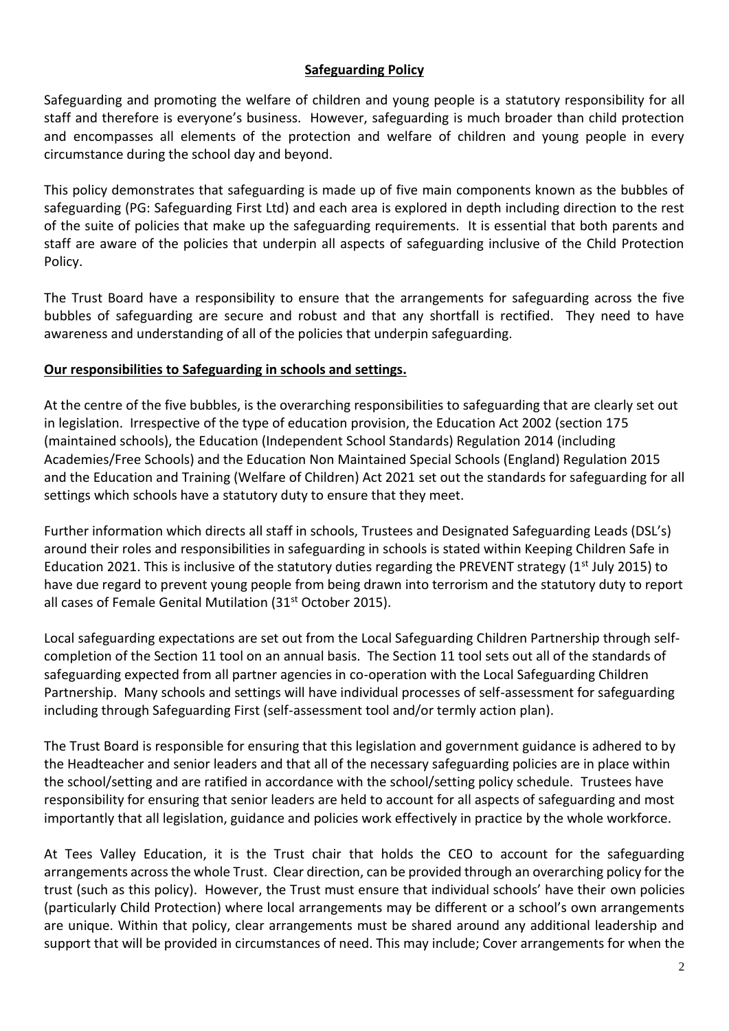## Safeguarding Policy

Safeguarding and promoting the welfare of children and young people is a statutory responsibility for all staff and therefore is everyone's business. However, safeguarding is much broader than child protection and encompasses all elements of the protection and welfare of children and young people in every circumstance during the school day and beyond.

This policy demonstrates that safeguarding is made up of five main components known as the bubbles of safeguarding (PG: Safeguarding First Ltd) and each area is explored in depth including direction to the rest of the suite of policies that make up the safeguarding requirements. It is essential that both parents and staff are aware of the policies that underpin all aspects of safeguarding inclusive of the Child Protection Policy.

The Trust Board have a responsibility to ensure that the arrangements for safeguarding across the five bubbles of safeguarding are secure and robust and that any shortfall is rectified. They need to have awareness and understanding of all of the policies that underpin safeguarding.

### Our responsibilities to Safeguarding in schools and settings.

At the centre of the five bubbles, is the overarching responsibilities to safeguarding that are clearly set out in legislation. Irrespective of the type of education provision, the Education Act 2002 (section 175 (maintained schools), the Education (Independent School Standards) Regulation 2014 (including Academies/Free Schools) and the Education Non Maintained Special Schools (England) Regulation 2015 and the Education and Training (Welfare of Children) Act 2021 set out the standards for safeguarding for all settings which schools have a statutory duty to ensure that they meet.

Further information which directs all staff in schools, Trustees and Designated Safeguarding Leads (DSL's) around their roles and responsibilities in safeguarding in schools is stated within Keeping Children Safe in Education 2021. This is inclusive of the statutory duties regarding the PREVENT strategy (1st July 2015) to have due regard to prevent young people from being drawn into terrorism and the statutory duty to report all cases of Female Genital Mutilation (31st October 2015).

Local safeguarding expectations are set out from the Local Safeguarding Children Partnership through self-completion of the Section 11 tool on an annual basis. The Section 11 tool sets out all of the standards of safeguarding expected from all partner agencies in co-operation with the Local Safeguarding Children Partnership. Many schools and settings will have individual processes of self-assessment for safeguarding including through Safeguarding First (self-assessment tool and/or termly action plan).

The Trust Board is responsible for ensuring that this legislation and government guidance is adhered to by the Headteacher and senior leaders and that all of the necessary safeguarding policies are in place within the school/setting and are ratified in accordance with the school/setting policy schedule. Trustees have responsibility for ensuring that senior leaders are held to account for all aspects of safeguarding and most importantly that all legislation, guidance and policies work effectively in practice by the whole workforce.

At Tees Valley Education, it is the Trust chair that holds the CEO to account for the safeguarding arrangements across the whole Trust. Clear direction, can be provided through an overarching policy for the trust (such as this policy). However, the Trust must ensure that individual schools' have their own policies (particularly Child Protection) where local arrangements may be different or a school's own arrangements are unique. Within that policy, clear arrangements must be shared around any additional leadership and support that will be provided in circumstances of need. This may include; Cover arrangements for when the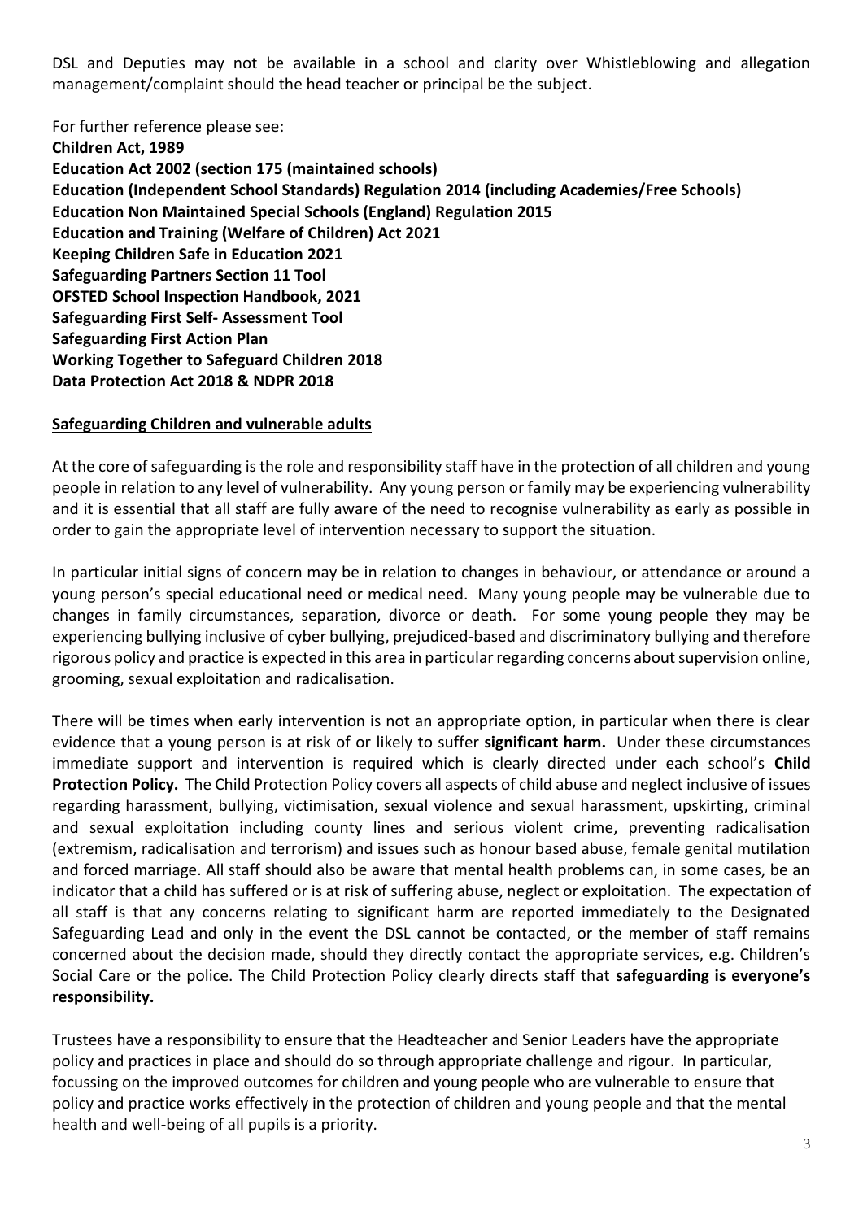DSL and Deputies may not be available in a school and clarity over Whistleblowing and allegation management/complaint should the head teacher or principal be the subject.

For further reference please see:

**Children Act, 1989**
**Education Act 2002 (section 175 (maintained schools)**
**Education (Independent School Standards) Regulation 2014 (including Academies/Free Schools)**
**Education Non Maintained Special Schools (England) Regulation 2015**
**Education and Training (Welfare of Children) Act 2021**
**Keeping Children Safe in Education 2021**
**Safeguarding Partners Section 11 Tool**
**OFSTED School Inspection Handbook, 2021**
**Safeguarding First Self- Assessment Tool**
**Safeguarding First Action Plan**
**Working Together to Safeguard Children 2018**
**Data Protection Act 2018 & NDPR 2018**

## Safeguarding Children and vulnerable adults

At the core of safeguarding is the role and responsibility staff have in the protection of all children and young people in relation to any level of vulnerability. Any young person or family may be experiencing vulnerability and it is essential that all staff are fully aware of the need to recognise vulnerability as early as possible in order to gain the appropriate level of intervention necessary to support the situation.

In particular initial signs of concern may be in relation to changes in behaviour, or attendance or around a young person's special educational need or medical need. Many young people may be vulnerable due to changes in family circumstances, separation, divorce or death. For some young people they may be experiencing bullying inclusive of cyber bullying, prejudiced-based and discriminatory bullying and therefore rigorous policy and practice is expected in this area in particular regarding concerns about supervision online, grooming, sexual exploitation and radicalisation.

There will be times when early intervention is not an appropriate option, in particular when there is clear evidence that a young person is at risk of or likely to suffer **significant harm.** Under these circumstances immediate support and intervention is required which is clearly directed under each school's **Child Protection Policy.** The Child Protection Policy covers all aspects of child abuse and neglect inclusive of issues regarding harassment, bullying, victimisation, sexual violence and sexual harassment, upskirting, criminal and sexual exploitation including county lines and serious violent crime, preventing radicalisation (extremism, radicalisation and terrorism) and issues such as honour based abuse, female genital mutilation and forced marriage. All staff should also be aware that mental health problems can, in some cases, be an indicator that a child has suffered or is at risk of suffering abuse, neglect or exploitation. The expectation of all staff is that any concerns relating to significant harm are reported immediately to the Designated Safeguarding Lead and only in the event the DSL cannot be contacted, or the member of staff remains concerned about the decision made, should they directly contact the appropriate services, e.g. Children's Social Care or the police. The Child Protection Policy clearly directs staff that **safeguarding is everyone's responsibility.**

Trustees have a responsibility to ensure that the Headteacher and Senior Leaders have the appropriate policy and practices in place and should do so through appropriate challenge and rigour. In particular, focussing on the improved outcomes for children and young people who are vulnerable to ensure that policy and practice works effectively in the protection of children and young people and that the mental health and well-being of all pupils is a priority.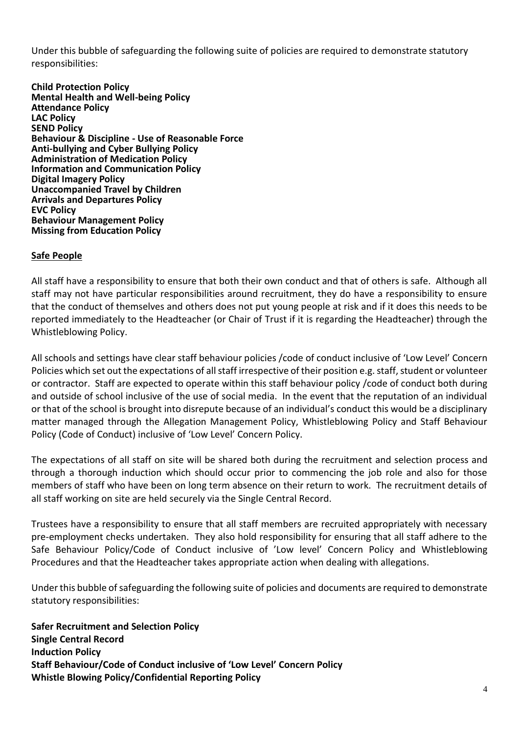Under this bubble of safeguarding the following suite of policies are required to demonstrate statutory responsibilities:

**Child Protection Policy**
**Mental Health and Well-being Policy**
**Attendance Policy**
**LAC Policy**
**SEND Policy**
**Behaviour & Discipline - Use of Reasonable Force**
**Anti-bullying and Cyber Bullying Policy**
**Administration of Medication Policy**
**Information and Communication Policy**
**Digital Imagery Policy**
**Unaccompanied Travel by Children**
**Arrivals and Departures Policy**
**EVC Policy**
**Behaviour Management Policy**
**Missing from Education Policy**

**Safe People**

All staff have a responsibility to ensure that both their own conduct and that of others is safe. Although all staff may not have particular responsibilities around recruitment, they do have a responsibility to ensure that the conduct of themselves and others does not put young people at risk and if it does this needs to be reported immediately to the Headteacher (or Chair of Trust if it is regarding the Headteacher) through the Whistleblowing Policy.

All schools and settings have clear staff behaviour policies /code of conduct inclusive of 'Low Level' Concern Policies which set out the expectations of all staff irrespective of their position e.g. staff, student or volunteer or contractor. Staff are expected to operate within this staff behaviour policy /code of conduct both during and outside of school inclusive of the use of social media. In the event that the reputation of an individual or that of the school is brought into disrepute because of an individual's conduct this would be a disciplinary matter managed through the Allegation Management Policy, Whistleblowing Policy and Staff Behaviour Policy (Code of Conduct) inclusive of 'Low Level' Concern Policy.

The expectations of all staff on site will be shared both during the recruitment and selection process and through a thorough induction which should occur prior to commencing the job role and also for those members of staff who have been on long term absence on their return to work. The recruitment details of all staff working on site are held securely via the Single Central Record.

Trustees have a responsibility to ensure that all staff members are recruited appropriately with necessary pre-employment checks undertaken. They also hold responsibility for ensuring that all staff adhere to the Safe Behaviour Policy/Code of Conduct inclusive of 'Low level' Concern Policy and Whistleblowing Procedures and that the Headteacher takes appropriate action when dealing with allegations.

Under this bubble of safeguarding the following suite of policies and documents are required to demonstrate statutory responsibilities:

**Safer Recruitment and Selection Policy**
**Single Central Record**
**Induction Policy**
**Staff Behaviour/Code of Conduct inclusive of 'Low Level' Concern Policy**
**Whistle Blowing Policy/Confidential Reporting Policy**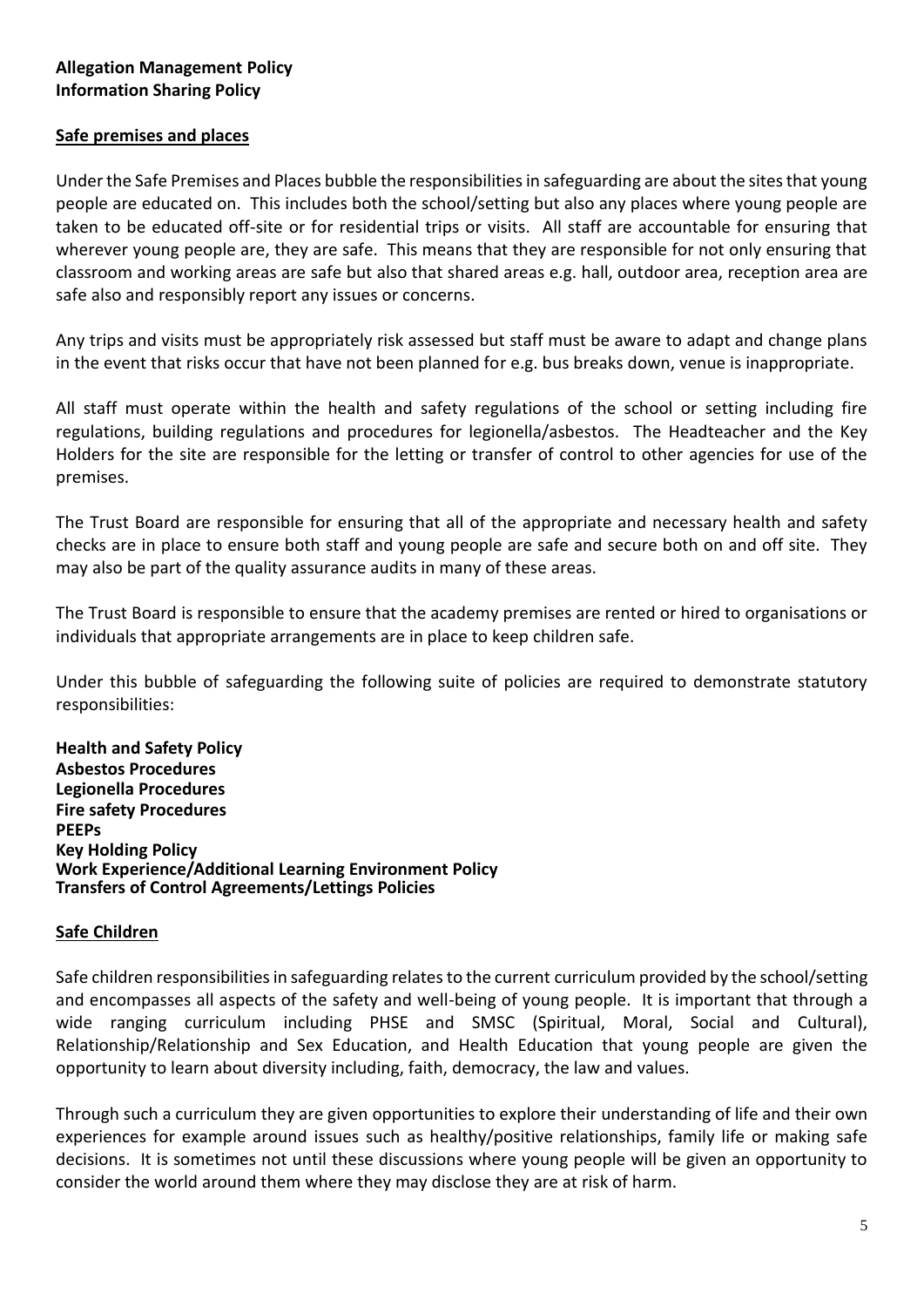**Allegation Management Policy**
**Information Sharing Policy**

**Safe premises and places**

Under the Safe Premises and Places bubble the responsibilities in safeguarding are about the sites that young people are educated on. This includes both the school/setting but also any places where young people are taken to be educated off-site or for residential trips or visits. All staff are accountable for ensuring that wherever young people are, they are safe. This means that they are responsible for not only ensuring that classroom and working areas are safe but also that shared areas e.g. hall, outdoor area, reception area are safe also and responsibly report any issues or concerns.

Any trips and visits must be appropriately risk assessed but staff must be aware to adapt and change plans in the event that risks occur that have not been planned for e.g. bus breaks down, venue is inappropriate.

All staff must operate within the health and safety regulations of the school or setting including fire regulations, building regulations and procedures for legionella/asbestos. The Headteacher and the Key Holders for the site are responsible for the letting or transfer of control to other agencies for use of the premises.

The Trust Board are responsible for ensuring that all of the appropriate and necessary health and safety checks are in place to ensure both staff and young people are safe and secure both on and off site. They may also be part of the quality assurance audits in many of these areas.

The Trust Board is responsible to ensure that the academy premises are rented or hired to organisations or individuals that appropriate arrangements are in place to keep children safe.

Under this bubble of safeguarding the following suite of policies are required to demonstrate statutory responsibilities:

**Health and Safety Policy**
**Asbestos Procedures**
**Legionella Procedures**
**Fire safety Procedures**
**PEEPs**
**Key Holding Policy**
**Work Experience/Additional Learning Environment Policy**
**Transfers of Control Agreements/Lettings Policies**

**Safe Children**

Safe children responsibilities in safeguarding relates to the current curriculum provided by the school/setting and encompasses all aspects of the safety and well-being of young people. It is important that through a wide ranging curriculum including PHSE and SMSC (Spiritual, Moral, Social and Cultural), Relationship/Relationship and Sex Education, and Health Education that young people are given the opportunity to learn about diversity including, faith, democracy, the law and values.

Through such a curriculum they are given opportunities to explore their understanding of life and their own experiences for example around issues such as healthy/positive relationships, family life or making safe decisions. It is sometimes not until these discussions where young people will be given an opportunity to consider the world around them where they may disclose they are at risk of harm.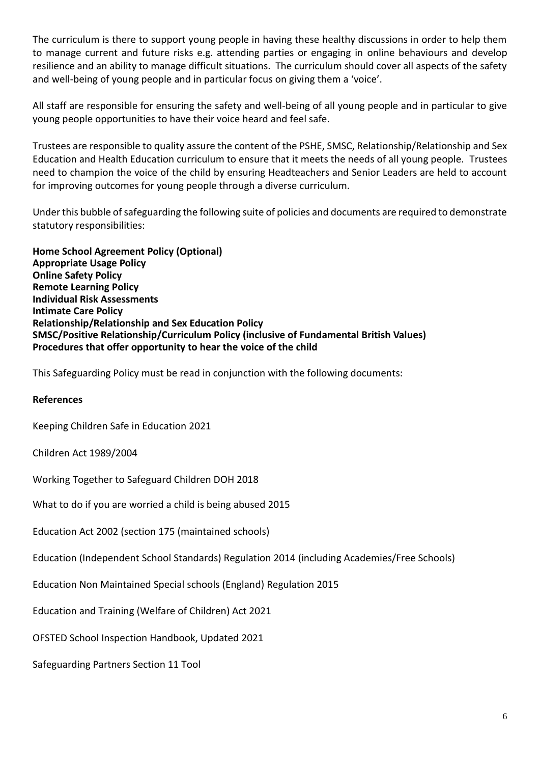The curriculum is there to support young people in having these healthy discussions in order to help them to manage current and future risks e.g. attending parties or engaging in online behaviours and develop resilience and an ability to manage difficult situations. The curriculum should cover all aspects of the safety and well-being of young people and in particular focus on giving them a 'voice'.

All staff are responsible for ensuring the safety and well-being of all young people and in particular to give young people opportunities to have their voice heard and feel safe.

Trustees are responsible to quality assure the content of the PSHE, SMSC, Relationship/Relationship and Sex Education and Health Education curriculum to ensure that it meets the needs of all young people. Trustees need to champion the voice of the child by ensuring Headteachers and Senior Leaders are held to account for improving outcomes for young people through a diverse curriculum.

Under this bubble of safeguarding the following suite of policies and documents are required to demonstrate statutory responsibilities:

**Home School Agreement Policy (Optional)**
**Appropriate Usage Policy**
**Online Safety Policy**
**Remote Learning Policy**
**Individual Risk Assessments**
**Intimate Care Policy**
**Relationship/Relationship and Sex Education Policy**
**SMSC/Positive Relationship/Curriculum Policy (inclusive of Fundamental British Values)**
**Procedures that offer opportunity to hear the voice of the child**

This Safeguarding Policy must be read in conjunction with the following documents:

**References**

Keeping Children Safe in Education 2021

Children Act 1989/2004

Working Together to Safeguard Children DOH 2018

What to do if you are worried a child is being abused 2015

Education Act 2002 (section 175 (maintained schools)

Education (Independent School Standards) Regulation 2014 (including Academies/Free Schools)

Education Non Maintained Special schools (England) Regulation 2015

Education and Training (Welfare of Children) Act 2021

OFSTED School Inspection Handbook, Updated 2021

Safeguarding Partners Section 11 Tool